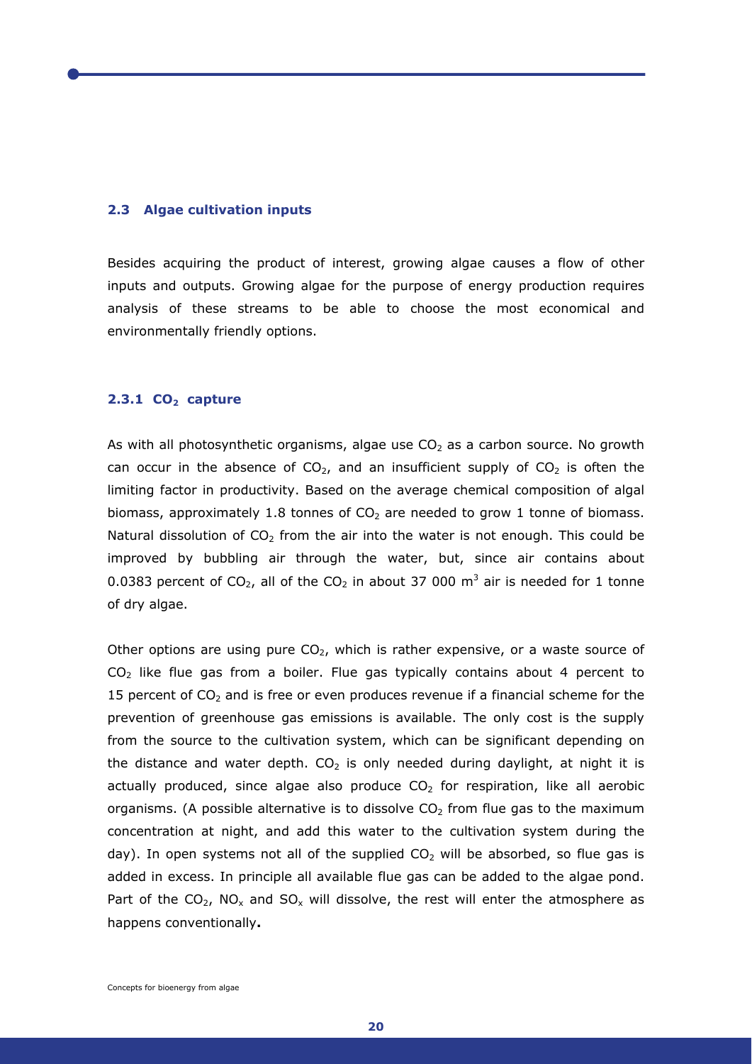### 2.3 Algae cultivation inputs

Besides acquiring the product of interest, growing algae causes a flow of other inputs and outputs. Growing algae for the purpose of energy production requires analysis of these streams to be able to choose the most economical and environmentally friendly options.

#### 2.3.1 $CO_2$ capture

As with all photosynthetic organisms, algae use $CO_2$ as a carbon source. No growth can occur in the absence of $CO_2$, and an insufficient supply of $CO_2$ is often the limiting factor in productivity. Based on the average chemical composition of algal biomass, approximately 1.8 tonnes of $CO_2$ are needed to grow 1 tonne of biomass. Natural dissolution of $CO_2$ from the air into the water is not enough. This could be improved by bubbling air through the water, but, since air contains about 0.0383 percent of $CO_2$, all of the $CO_2$ in about 37 000 $m^3$ air is needed for 1 tonne of dry algae.

Other options are using pure $CO_2$, which is rather expensive, or a waste source of $CO_2$ like flue gas from a boiler. Flue gas typically contains about 4 percent to 15 percent of $CO_2$ and is free or even produces revenue if a financial scheme for the prevention of greenhouse gas emissions is available. The only cost is the supply from the source to the cultivation system, which can be significant depending on the distance and water depth. $CO_2$ is only needed during daylight, at night it is actually produced, since algae also produce $CO_2$ for respiration, like all aerobic organisms. (A possible alternative is to dissolve $CO_2$ from flue gas to the maximum concentration at night, and add this water to the cultivation system during the day). In open systems not all of the supplied $CO_2$ will be absorbed, so flue gas is added in excess. In principle all available flue gas can be added to the algae pond. Part of the $CO_2$, $NO_x$ and $SO_x$ will dissolve, the rest will enter the atmosphere as happens conventionally**.**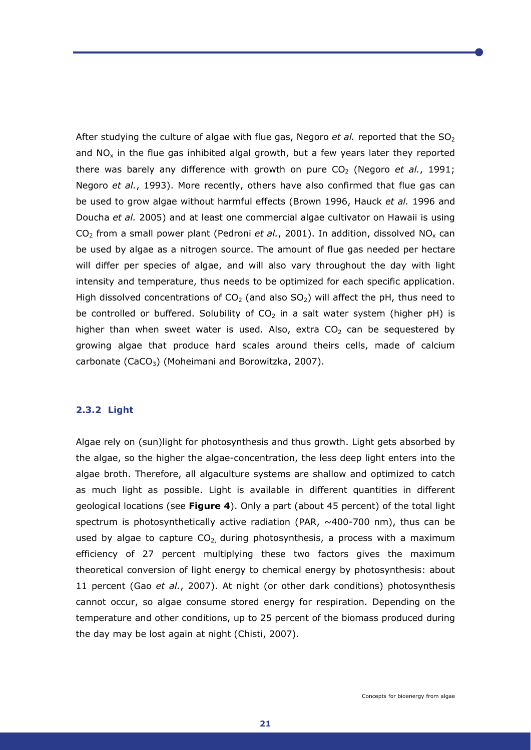After studying the culture of algae with flue gas, Negoro *et al.* reported that the $SO_2$ and $NO_x$ in the flue gas inhibited algal growth, but a few years later they reported there was barely any difference with growth on pure $CO_2$ (Negoro *et al.*, 1991; Negoro *et al.*, 1993). More recently, others have also confirmed that flue gas can be used to grow algae without harmful effects (Brown 1996, Hauck *et al.* 1996 and Doucha *et al.* 2005) and at least one commercial algae cultivator on Hawaii is using $CO_2$ from a small power plant (Pedroni *et al.*, 2001). In addition, dissolved $NO_x$ can be used by algae as a nitrogen source. The amount of flue gas needed per hectare will differ per species of algae, and will also vary throughout the day with light intensity and temperature, thus needs to be optimized for each specific application. High dissolved concentrations of $CO_2$ (and also $SO_2$) will affect the pH, thus need to be controlled or buffered. Solubility of $CO_2$ in a salt water system (higher pH) is higher than when sweet water is used. Also, extra $CO_2$ can be sequestered by growing algae that produce hard scales around theirs cells, made of calcium carbonate ($CaCO_3$) (Moheimani and Borowitzka, 2007).

### 2.3.2 Light

Algae rely on (sun)light for photosynthesis and thus growth. Light gets absorbed by the algae, so the higher the algae-concentration, the less deep light enters into the algae broth. Therefore, all algaculture systems are shallow and optimized to catch as much light as possible. Light is available in different quantities in different geological locations (see **Figure 4**). Only a part (about 45 percent) of the total light spectrum is photosynthetically active radiation (PAR, ~400-700 nm), thus can be used by algae to capture $CO_2$, during photosynthesis, a process with a maximum efficiency of 27 percent multiplying these two factors gives the maximum theoretical conversion of light energy to chemical energy by photosynthesis: about 11 percent (Gao *et al.*, 2007). At night (or other dark conditions) photosynthesis cannot occur, so algae consume stored energy for respiration. Depending on the temperature and other conditions, up to 25 percent of the biomass produced during the day may be lost again at night (Chisti, 2007).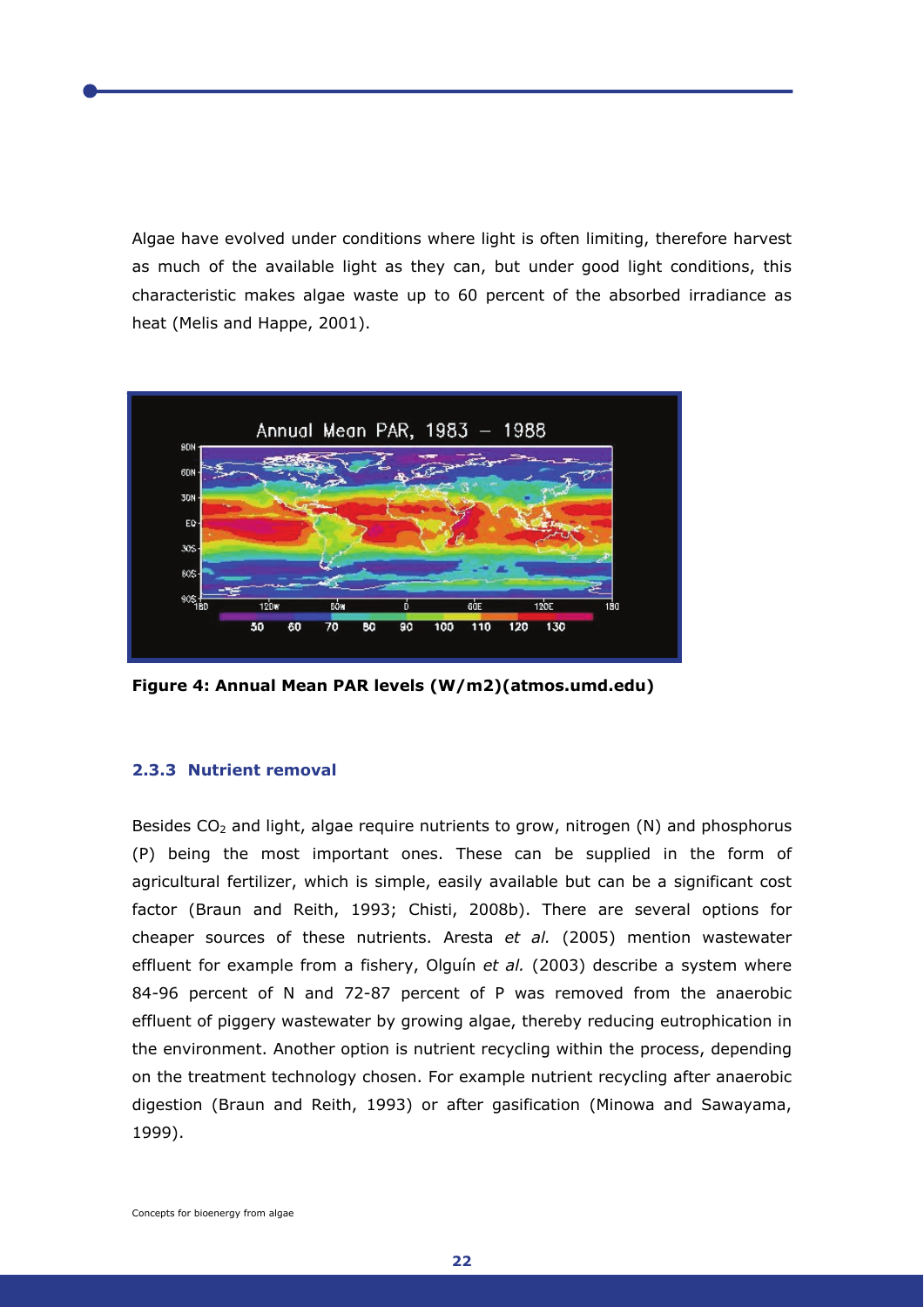Algae have evolved under conditions where light is often limiting, therefore harvest as much of the available light as they can, but under good light conditions, this characteristic makes algae waste up to 60 percent of the absorbed irradiance as heat (Melis and Happe, 2001).

**Figure 4: Annual Mean PAR levels (W/m2)(atmos.umd.edu)**

### 2.3.3 Nutrient removal

Besides $CO_2$ and light, algae require nutrients to grow, nitrogen (N) and phosphorus (P) being the most important ones. These can be supplied in the form of agricultural fertilizer, which is simple, easily available but can be a significant cost factor (Braun and Reith, 1993; Chisti, 2008b). There are several options for cheaper sources of these nutrients. Aresta *et al.* (2005) mention wastewater effluent for example from a fishery, Olguín *et al.* (2003) describe a system where 84-96 percent of N and 72-87 percent of P was removed from the anaerobic effluent of piggery wastewater by growing algae, thereby reducing eutrophication in the environment. Another option is nutrient recycling within the process, depending on the treatment technology chosen. For example nutrient recycling after anaerobic digestion (Braun and Reith, 1993) or after gasification (Minowa and Sawayama, 1999).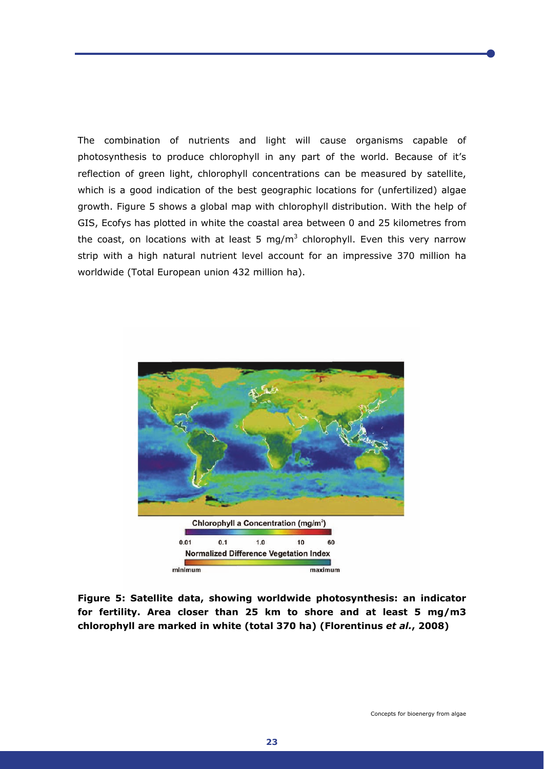The combination of nutrients and light will cause organisms capable of photosynthesis to produce chlorophyll in any part of the world. Because of it's reflection of green light, chlorophyll concentrations can be measured by satellite, which is a good indication of the best geographic locations for (unfertilized) algae growth. Figure 5 shows a global map with chlorophyll distribution. With the help of GIS, Ecofys has plotted in white the coastal area between 0 and 25 kilometres from the coast, on locations with at least 5 mg/m$^3$ chlorophyll. Even this very narrow strip with a high natural nutrient level account for an impressive 370 million ha worldwide (Total European union 432 million ha).

**Figure 5: Satellite data, showing worldwide photosynthesis: an indicator for fertility. Area closer than 25 km to shore and at least 5 mg/m3 chlorophyll are marked in white (total 370 ha) (Florentinus *et al.*, 2008)**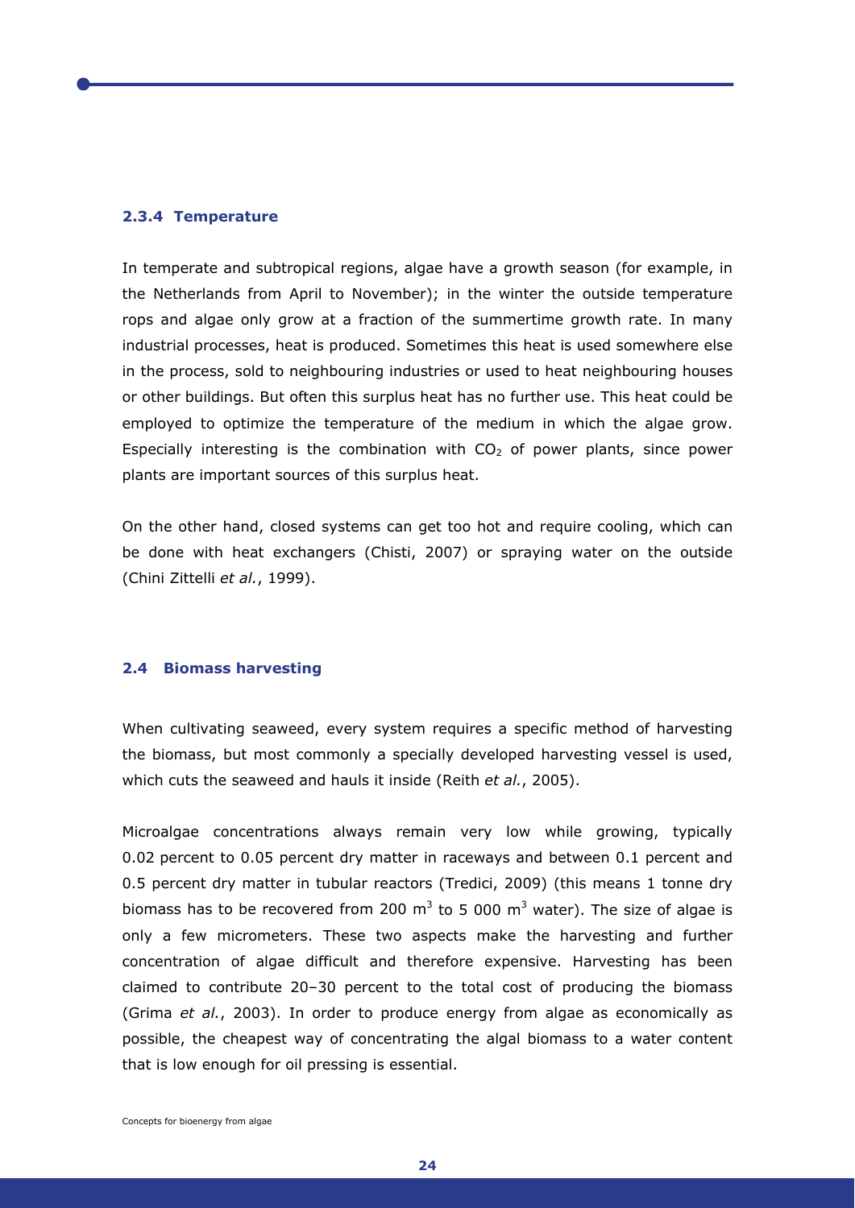### 2.3.4 Temperature

In temperate and subtropical regions, algae have a growth season (for example, in the Netherlands from April to November); in the winter the outside temperature rops and algae only grow at a fraction of the summertime growth rate. In many industrial processes, heat is produced. Sometimes this heat is used somewhere else in the process, sold to neighbouring industries or used to heat neighbouring houses or other buildings. But often this surplus heat has no further use. This heat could be employed to optimize the temperature of the medium in which the algae grow. Especially interesting is the combination with $CO_2$ of power plants, since power plants are important sources of this surplus heat.

On the other hand, closed systems can get too hot and require cooling, which can be done with heat exchangers (Chisti, 2007) or spraying water on the outside (Chini Zittelli *et al.*, 1999).

## 2.4 Biomass harvesting

When cultivating seaweed, every system requires a specific method of harvesting the biomass, but most commonly a specially developed harvesting vessel is used, which cuts the seaweed and hauls it inside (Reith *et al.*, 2005).

Microalgae concentrations always remain very low while growing, typically 0.02 percent to 0.05 percent dry matter in raceways and between 0.1 percent and 0.5 percent dry matter in tubular reactors (Tredici, 2009) (this means 1 tonne dry biomass has to be recovered from 200 $m^3$ to 5 000 $m^3$ water). The size of algae is only a few micrometers. These two aspects make the harvesting and further concentration of algae difficult and therefore expensive. Harvesting has been claimed to contribute 20–30 percent to the total cost of producing the biomass (Grima *et al.*, 2003). In order to produce energy from algae as economically as possible, the cheapest way of concentrating the algal biomass to a water content that is low enough for oil pressing is essential.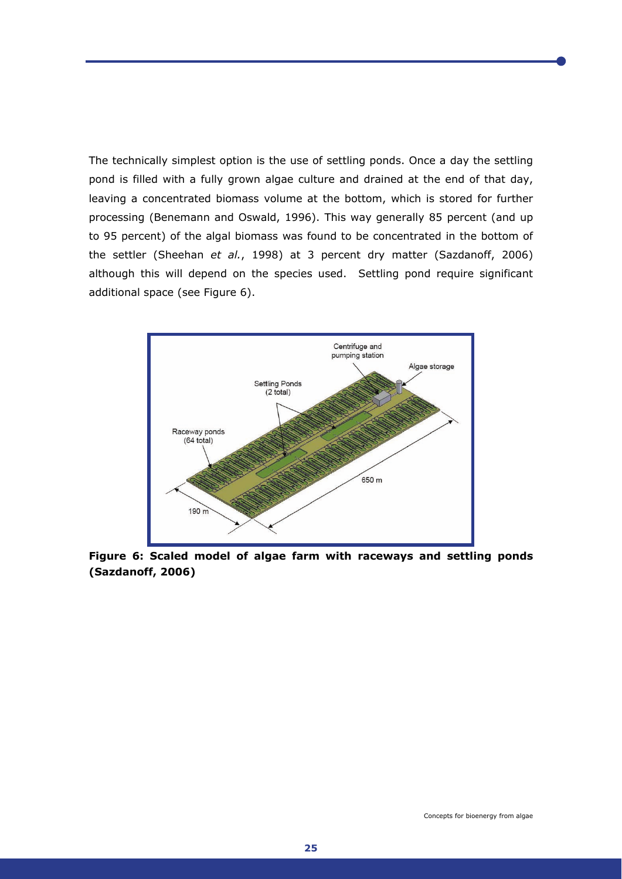The technically simplest option is the use of settling ponds. Once a day the settling pond is filled with a fully grown algae culture and drained at the end of that day, leaving a concentrated biomass volume at the bottom, which is stored for further processing (Benemann and Oswald, 1996). This way generally 85 percent (and up to 95 percent) of the algal biomass was found to be concentrated in the bottom of the settler (Sheehan *et al.*, 1998) at 3 percent dry matter (Sazdanoff, 2006) although this will depend on the species used. Settling pond require significant additional space (see Figure 6).

**Figure 6: Scaled model of algae farm with raceways and settling ponds (Sazdanoff, 2006)**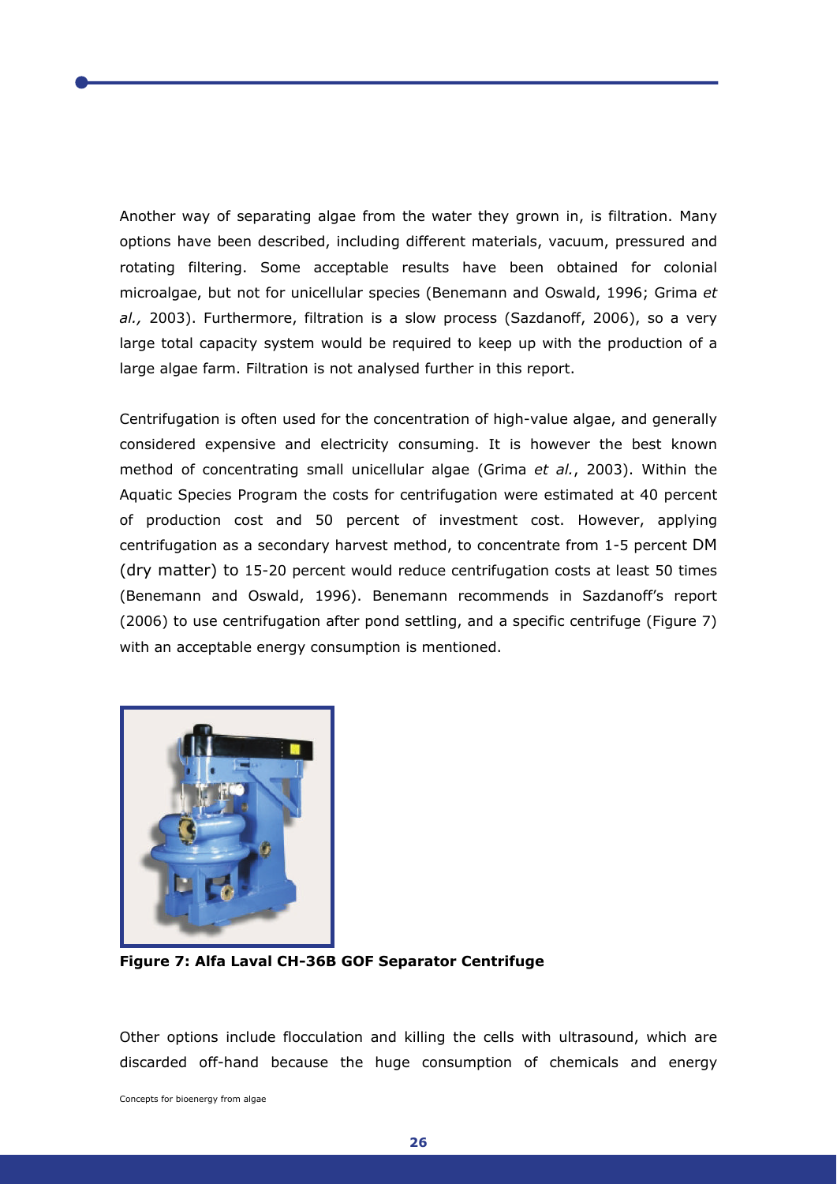Another way of separating algae from the water they grown in, is filtration. Many options have been described, including different materials, vacuum, pressured and rotating filtering. Some acceptable results have been obtained for colonial microalgae, but not for unicellular species (Benemann and Oswald, 1996; Grima *et al.,* 2003). Furthermore, filtration is a slow process (Sazdanoff, 2006), so a very large total capacity system would be required to keep up with the production of a large algae farm. Filtration is not analysed further in this report.

Centrifugation is often used for the concentration of high-value algae, and generally considered expensive and electricity consuming. It is however the best known method of concentrating small unicellular algae (Grima *et al.*, 2003). Within the Aquatic Species Program the costs for centrifugation were estimated at 40 percent of production cost and 50 percent of investment cost. However, applying centrifugation as a secondary harvest method, to concentrate from 1-5 percent DM (dry matter) to 15-20 percent would reduce centrifugation costs at least 50 times (Benemann and Oswald, 1996). Benemann recommends in Sazdanoff's report (2006) to use centrifugation after pond settling, and a specific centrifuge (Figure 7) with an acceptable energy consumption is mentioned.

**Figure 7: Alfa Laval CH-36B GOF Separator Centrifuge**

Other options include flocculation and killing the cells with ultrasound, which are discarded off-hand because the huge consumption of chemicals and energy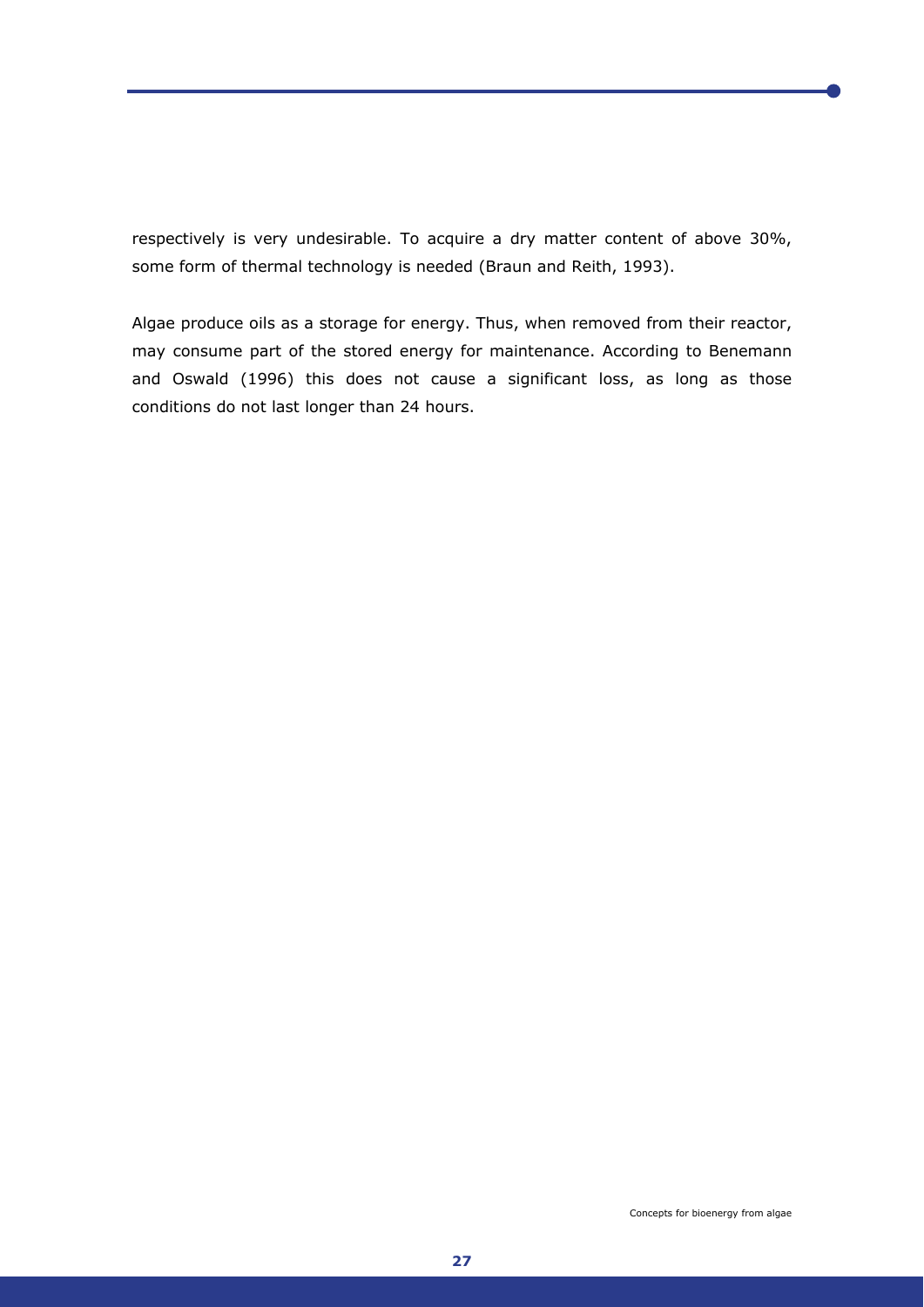respectively is very undesirable. To acquire a dry matter content of above 30%, some form of thermal technology is needed (Braun and Reith, 1993).

Algae produce oils as a storage for energy. Thus, when removed from their reactor, may consume part of the stored energy for maintenance. According to Benemann and Oswald (1996) this does not cause a significant loss, as long as those conditions do not last longer than 24 hours.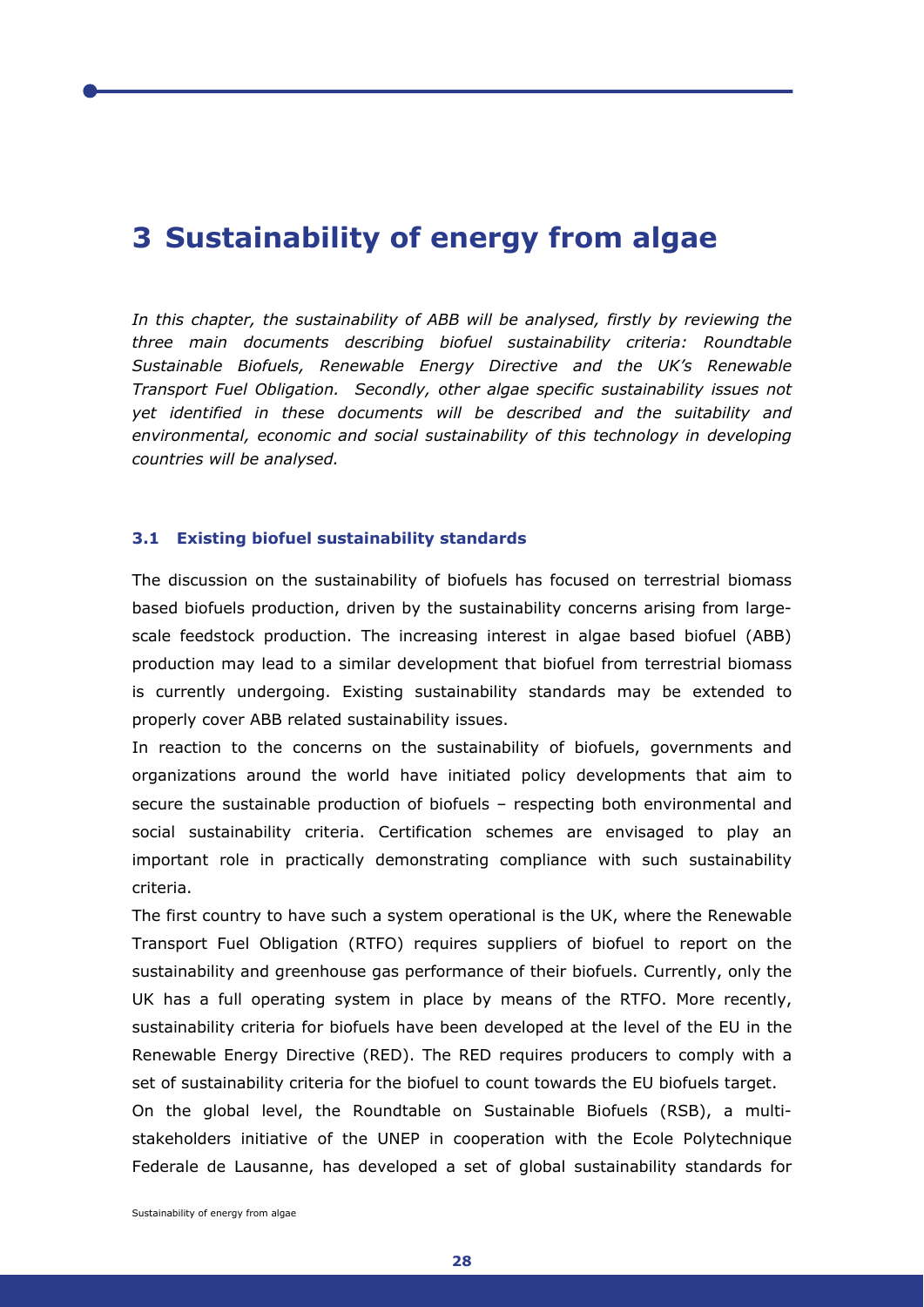# 3 Sustainability of energy from algae

*In this chapter, the sustainability of ABB will be analysed, firstly by reviewing the three main documents describing biofuel sustainability criteria: Roundtable Sustainable Biofuels, Renewable Energy Directive and the UK's Renewable Transport Fuel Obligation. Secondly, other algae specific sustainability issues not yet identified in these documents will be described and the suitability and environmental, economic and social sustainability of this technology in developing countries will be analysed.*

### 3.1 Existing biofuel sustainability standards

The discussion on the sustainability of biofuels has focused on terrestrial biomass based biofuels production, driven by the sustainability concerns arising from large-scale feedstock production. The increasing interest in algae based biofuel (ABB) production may lead to a similar development that biofuel from terrestrial biomass is currently undergoing. Existing sustainability standards may be extended to properly cover ABB related sustainability issues.

In reaction to the concerns on the sustainability of biofuels, governments and organizations around the world have initiated policy developments that aim to secure the sustainable production of biofuels – respecting both environmental and social sustainability criteria. Certification schemes are envisaged to play an important role in practically demonstrating compliance with such sustainability criteria.

The first country to have such a system operational is the UK, where the Renewable Transport Fuel Obligation (RTFO) requires suppliers of biofuel to report on the sustainability and greenhouse gas performance of their biofuels. Currently, only the UK has a full operating system in place by means of the RTFO. More recently, sustainability criteria for biofuels have been developed at the level of the EU in the Renewable Energy Directive (RED). The RED requires producers to comply with a set of sustainability criteria for the biofuel to count towards the EU biofuels target.

On the global level, the Roundtable on Sustainable Biofuels (RSB), a multi-stakeholders initiative of the UNEP in cooperation with the Ecole Polytechnique Federale de Lausanne, has developed a set of global sustainability standards for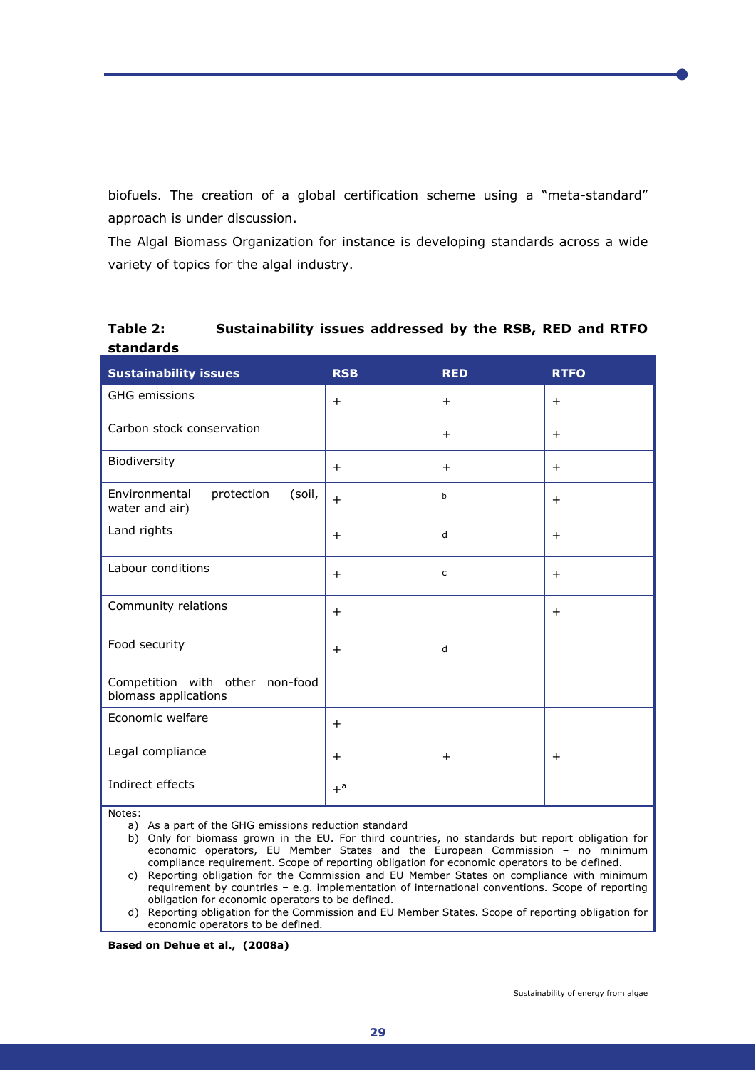biofuels. The creation of a global certification scheme using a "meta-standard" approach is under discussion.

The Algal Biomass Organization for instance is developing standards across a wide variety of topics for the algal industry.

**Table 2: Sustainability issues addressed by the RSB, RED and RTFO standards**

| Sustainability issues | RSB | RED | RTFO |
|---|---|---|---|
| GHG emissions | + | + | + |
| Carbon stock conservation | | + | + |
| Biodiversity | + | + | + |
| Environmental protection (soil, water and air) | + | b | + |
| Land rights | + | d | + |
| Labour conditions | + | c | + |
| Community relations | + | | + |
| Food security | + | d | |
| Competition with other non-food biomass applications | | | |
| Economic welfare | + | | |
| Legal compliance | + | + | + |
| Indirect effects | +[a] | | |

Notes:

a) As a part of the GHG emissions reduction standard

b) Only for biomass grown in the EU. For third countries, no standards but report obligation for economic operators, EU Member States and the European Commission – no minimum compliance requirement. Scope of reporting obligation for economic operators to be defined.

c) Reporting obligation for the Commission and EU Member States on compliance with minimum requirement by countries – e.g. implementation of international conventions. Scope of reporting obligation for economic operators to be defined.

d) Reporting obligation for the Commission and EU Member States. Scope of reporting obligation for economic operators to be defined.

**Based on Dehue et al., (2008a)**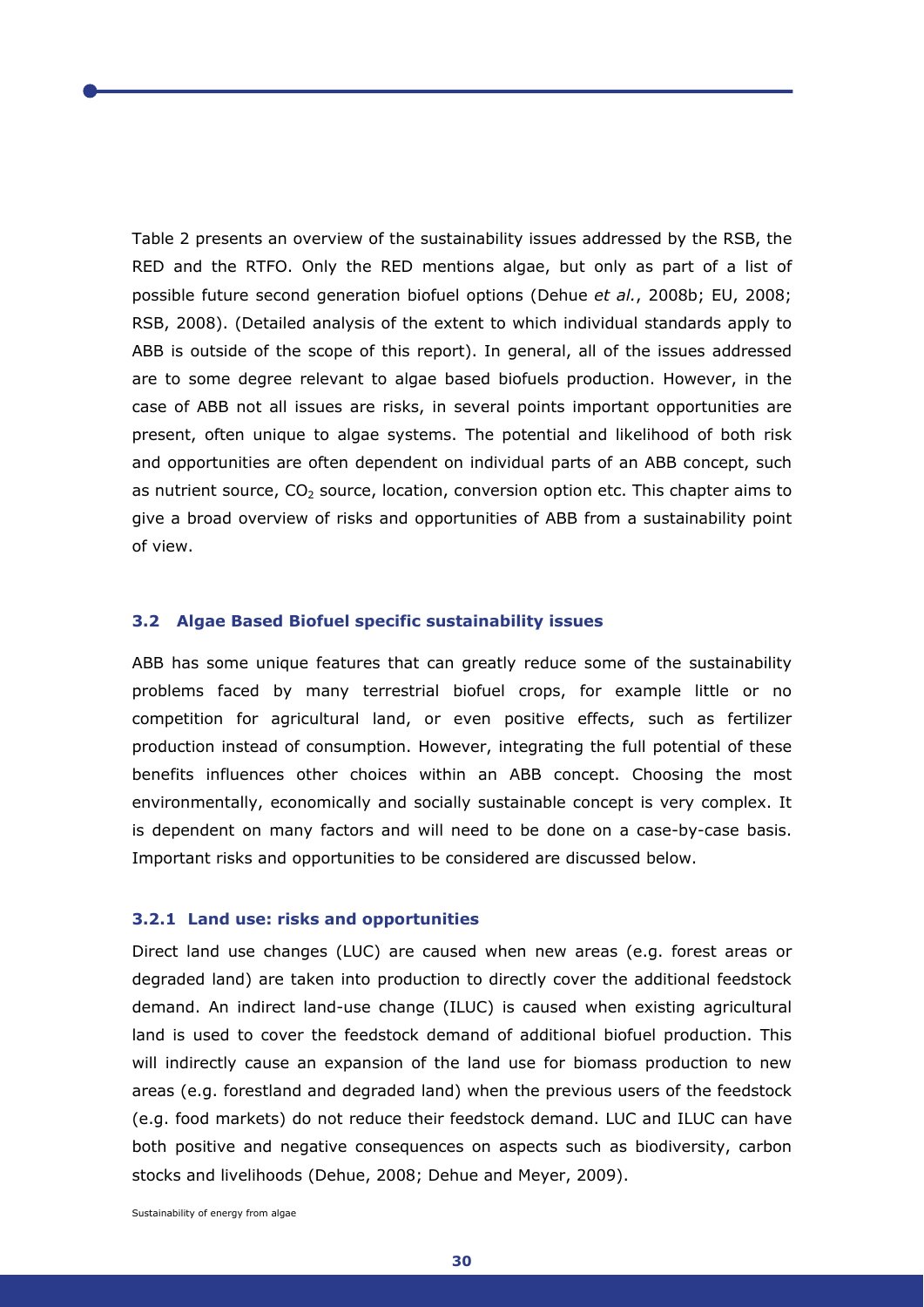Table 2 presents an overview of the sustainability issues addressed by the RSB, the RED and the RTFO. Only the RED mentions algae, but only as part of a list of possible future second generation biofuel options (Dehue *et al.*, 2008b; EU, 2008; RSB, 2008). (Detailed analysis of the extent to which individual standards apply to ABB is outside of the scope of this report). In general, all of the issues addressed are to some degree relevant to algae based biofuels production. However, in the case of ABB not all issues are risks, in several points important opportunities are present, often unique to algae systems. The potential and likelihood of both risk and opportunities are often dependent on individual parts of an ABB concept, such as nutrient source, $CO_2$ source, location, conversion option etc. This chapter aims to give a broad overview of risks and opportunities of ABB from a sustainability point of view.

### 3.2 Algae Based Biofuel specific sustainability issues

ABB has some unique features that can greatly reduce some of the sustainability problems faced by many terrestrial biofuel crops, for example little or no competition for agricultural land, or even positive effects, such as fertilizer production instead of consumption. However, integrating the full potential of these benefits influences other choices within an ABB concept. Choosing the most environmentally, economically and socially sustainable concept is very complex. It is dependent on many factors and will need to be done on a case-by-case basis. Important risks and opportunities to be considered are discussed below.

#### 3.2.1 Land use: risks and opportunities

Direct land use changes (LUC) are caused when new areas (e.g. forest areas or degraded land) are taken into production to directly cover the additional feedstock demand. An indirect land-use change (ILUC) is caused when existing agricultural land is used to cover the feedstock demand of additional biofuel production. This will indirectly cause an expansion of the land use for biomass production to new areas (e.g. forestland and degraded land) when the previous users of the feedstock (e.g. food markets) do not reduce their feedstock demand. LUC and ILUC can have both positive and negative consequences on aspects such as biodiversity, carbon stocks and livelihoods (Dehue, 2008; Dehue and Meyer, 2009).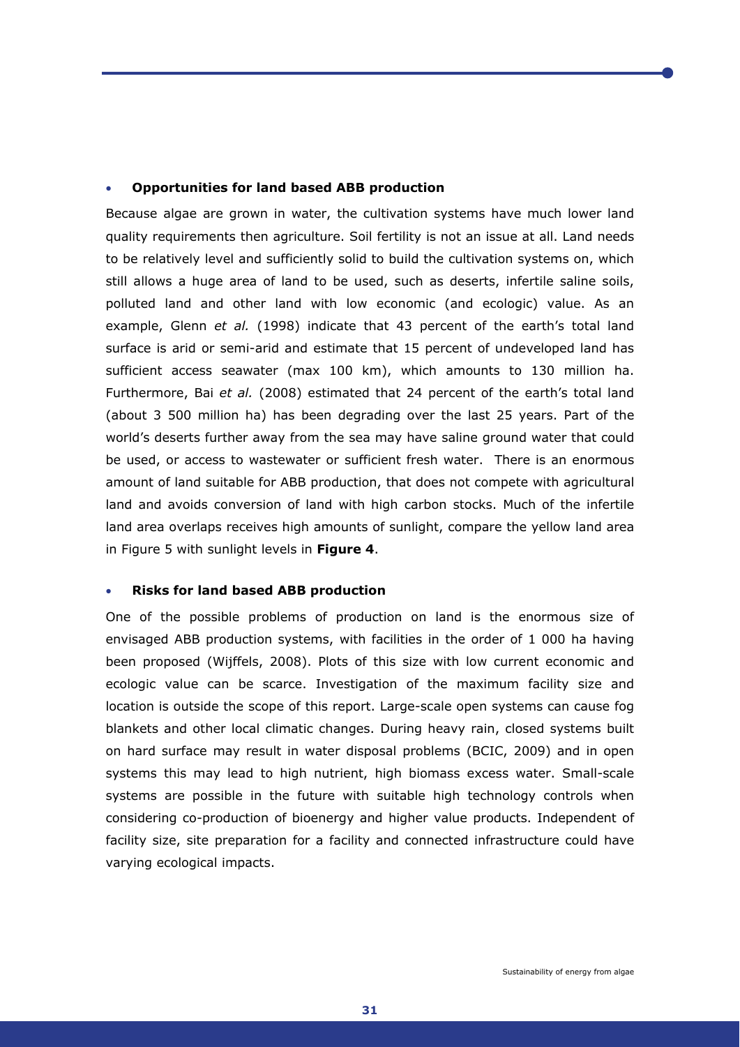- **Opportunities for land based ABB production**

Because algae are grown in water, the cultivation systems have much lower land quality requirements then agriculture. Soil fertility is not an issue at all. Land needs to be relatively level and sufficiently solid to build the cultivation systems on, which still allows a huge area of land to be used, such as deserts, infertile saline soils, polluted land and other land with low economic (and ecologic) value. As an example, Glenn *et al.* (1998) indicate that 43 percent of the earth's total land surface is arid or semi-arid and estimate that 15 percent of undeveloped land has sufficient access seawater (max 100 km), which amounts to 130 million ha. Furthermore, Bai *et al.* (2008) estimated that 24 percent of the earth's total land (about 3 500 million ha) has been degrading over the last 25 years. Part of the world's deserts further away from the sea may have saline ground water that could be used, or access to wastewater or sufficient fresh water. There is an enormous amount of land suitable for ABB production, that does not compete with agricultural land and avoids conversion of land with high carbon stocks. Much of the infertile land area overlaps receives high amounts of sunlight, compare the yellow land area in Figure 5 with sunlight levels in **Figure 4**.

- **Risks for land based ABB production**

One of the possible problems of production on land is the enormous size of envisaged ABB production systems, with facilities in the order of 1 000 ha having been proposed (Wijffels, 2008). Plots of this size with low current economic and ecologic value can be scarce. Investigation of the maximum facility size and location is outside the scope of this report. Large-scale open systems can cause fog blankets and other local climatic changes. During heavy rain, closed systems built on hard surface may result in water disposal problems (BCIC, 2009) and in open systems this may lead to high nutrient, high biomass excess water. Small-scale systems are possible in the future with suitable high technology controls when considering co-production of bioenergy and higher value products. Independent of facility size, site preparation for a facility and connected infrastructure could have varying ecological impacts.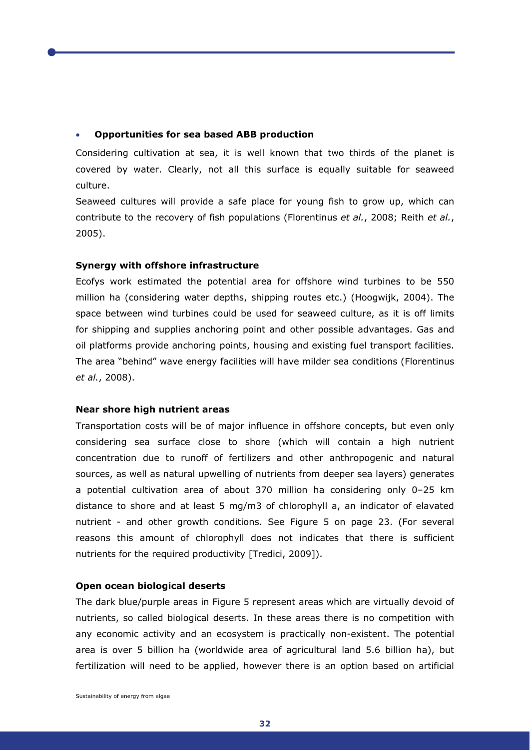- **Opportunities for sea based ABB production**

Considering cultivation at sea, it is well known that two thirds of the planet is covered by water. Clearly, not all this surface is equally suitable for seaweed culture.

Seaweed cultures will provide a safe place for young fish to grow up, which can contribute to the recovery of fish populations (Florentinus *et al.*, 2008; Reith *et al.*, 2005).

**Synergy with offshore infrastructure**

Ecofys work estimated the potential area for offshore wind turbines to be 550 million ha (considering water depths, shipping routes etc.) (Hoogwijk, 2004). The space between wind turbines could be used for seaweed culture, as it is off limits for shipping and supplies anchoring point and other possible advantages. Gas and oil platforms provide anchoring points, housing and existing fuel transport facilities. The area "behind" wave energy facilities will have milder sea conditions (Florentinus *et al.*, 2008).

**Near shore high nutrient areas**

Transportation costs will be of major influence in offshore concepts, but even only considering sea surface close to shore (which will contain a high nutrient concentration due to runoff of fertilizers and other anthropogenic and natural sources, as well as natural upwelling of nutrients from deeper sea layers) generates a potential cultivation area of about 370 million ha considering only 0–25 km distance to shore and at least 5 mg/m3 of chlorophyll a, an indicator of elavated nutrient - and other growth conditions. See Figure 5 on page 23. (For several reasons this amount of chlorophyll does not indicates that there is sufficient nutrients for the required productivity [Tredici, 2009]).

**Open ocean biological deserts**

The dark blue/purple areas in Figure 5 represent areas which are virtually devoid of nutrients, so called biological deserts. In these areas there is no competition with any economic activity and an ecosystem is practically non-existent. The potential area is over 5 billion ha (worldwide area of agricultural land 5.6 billion ha), but fertilization will need to be applied, however there is an option based on artificial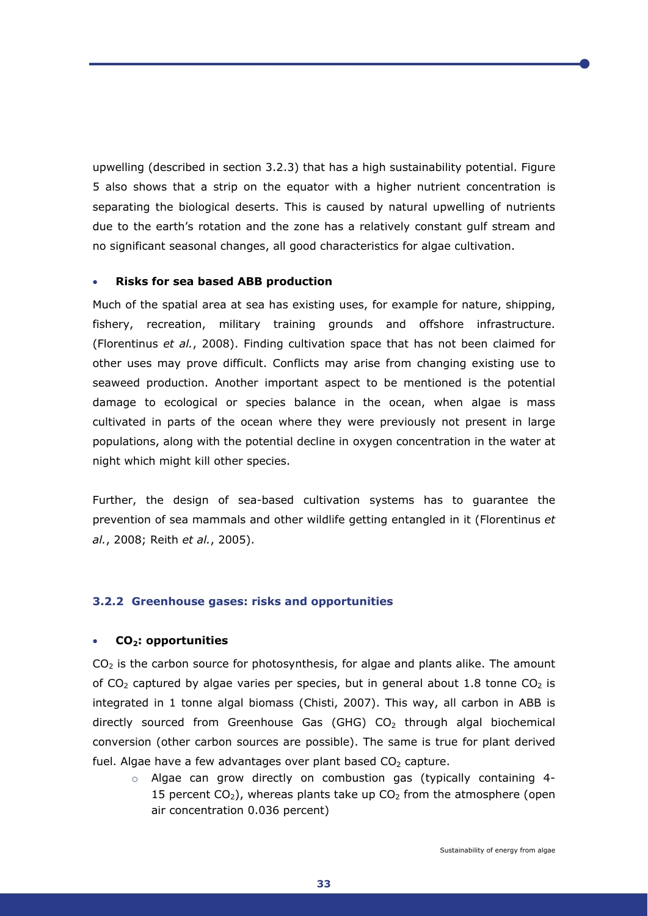upwelling (described in section 3.2.3) that has a high sustainability potential. Figure 5 also shows that a strip on the equator with a higher nutrient concentration is separating the biological deserts. This is caused by natural upwelling of nutrients due to the earth's rotation and the zone has a relatively constant gulf stream and no significant seasonal changes, all good characteristics for algae cultivation.

- **Risks for sea based ABB production**

Much of the spatial area at sea has existing uses, for example for nature, shipping, fishery, recreation, military training grounds and offshore infrastructure. (Florentinus *et al.*, 2008). Finding cultivation space that has not been claimed for other uses may prove difficult. Conflicts may arise from changing existing use to seaweed production. Another important aspect to be mentioned is the potential damage to ecological or species balance in the ocean, when algae is mass cultivated in parts of the ocean where they were previously not present in large populations, along with the potential decline in oxygen concentration in the water at night which might kill other species.

Further, the design of sea-based cultivation systems has to guarantee the prevention of sea mammals and other wildlife getting entangled in it (Florentinus *et al.*, 2008; Reith *et al.*, 2005).

### 3.2.2 Greenhouse gases: risks and opportunities

- **$CO_2$: opportunities**

$CO_2$ is the carbon source for photosynthesis, for algae and plants alike. The amount of $CO_2$ captured by algae varies per species, but in general about 1.8 tonne $CO_2$ is integrated in 1 tonne algal biomass (Chisti, 2007). This way, all carbon in ABB is directly sourced from Greenhouse Gas (GHG) $CO_2$ through algal biochemical conversion (other carbon sources are possible). The same is true for plant derived fuel. Algae have a few advantages over plant based $CO_2$ capture.

  - Algae can grow directly on combustion gas (typically containing 4-15 percent $CO_2$), whereas plants take up $CO_2$ from the atmosphere (open air concentration 0.036 percent)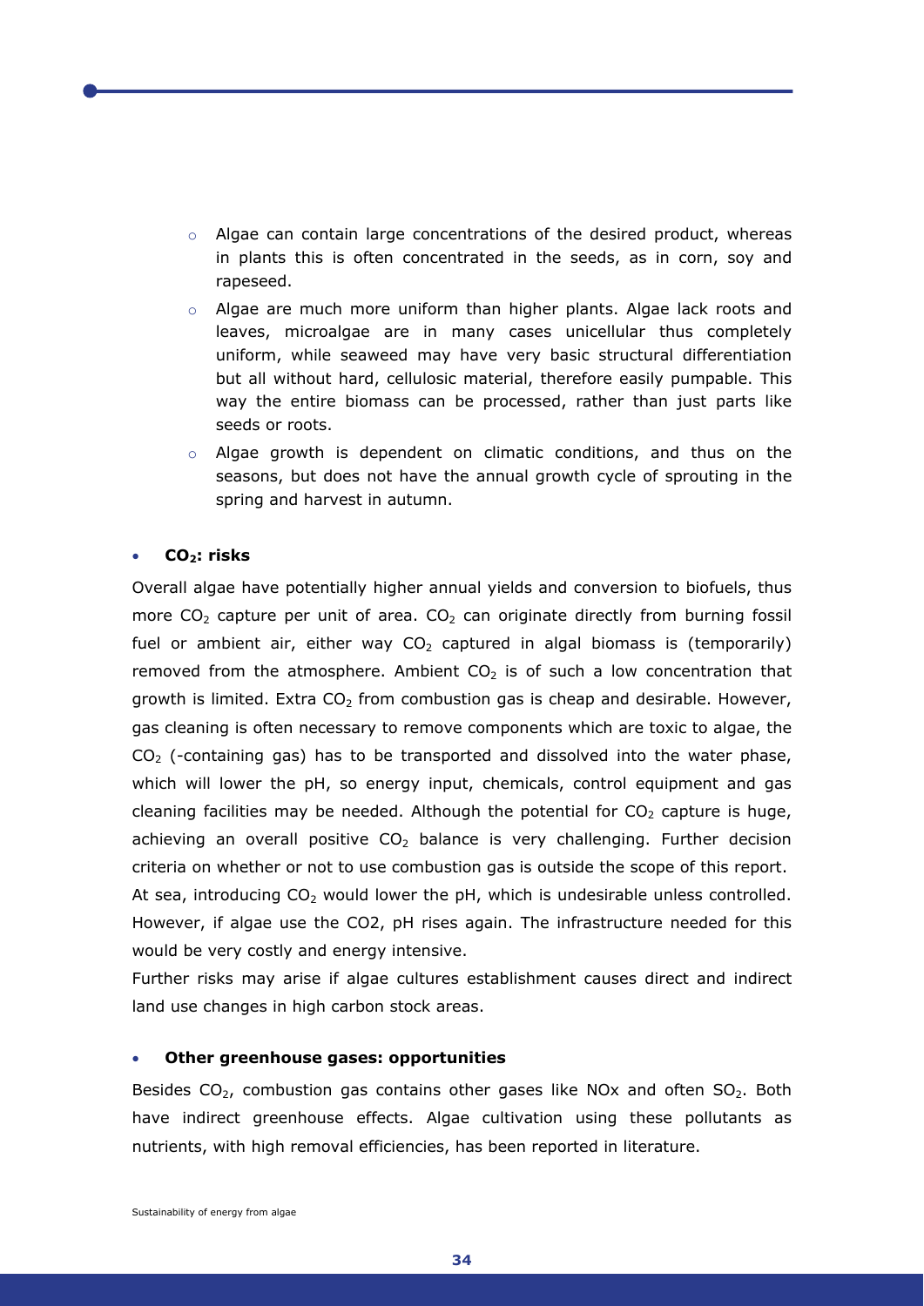- Algae can contain large concentrations of the desired product, whereas in plants this is often concentrated in the seeds, as in corn, soy and rapeseed.
  - Algae are much more uniform than higher plants. Algae lack roots and leaves, microalgae are in many cases unicellular thus completely uniform, while seaweed may have very basic structural differentiation but all without hard, cellulosic material, therefore easily pumpable. This way the entire biomass can be processed, rather than just parts like seeds or roots.
  - Algae growth is dependent on climatic conditions, and thus on the seasons, but does not have the annual growth cycle of sprouting in the spring and harvest in autumn.

- **$CO_2$: risks**

Overall algae have potentially higher annual yields and conversion to biofuels, thus more $CO_2$ capture per unit of area. $CO_2$ can originate directly from burning fossil fuel or ambient air, either way $CO_2$ captured in algal biomass is (temporarily) removed from the atmosphere. Ambient $CO_2$ is of such a low concentration that growth is limited. Extra $CO_2$ from combustion gas is cheap and desirable. However, gas cleaning is often necessary to remove components which are toxic to algae, the $CO_2$ (-containing gas) has to be transported and dissolved into the water phase, which will lower the pH, so energy input, chemicals, control equipment and gas cleaning facilities may be needed. Although the potential for $CO_2$ capture is huge, achieving an overall positive $CO_2$ balance is very challenging. Further decision criteria on whether or not to use combustion gas is outside the scope of this report.
At sea, introducing $CO_2$ would lower the pH, which is undesirable unless controlled. However, if algae use the CO2, pH rises again. The infrastructure needed for this would be very costly and energy intensive.
Further risks may arise if algae cultures establishment causes direct and indirect land use changes in high carbon stock areas.

- **Other greenhouse gases: opportunities**

Besides $CO_2$, combustion gas contains other gases like NOx and often $SO_2$. Both have indirect greenhouse effects. Algae cultivation using these pollutants as nutrients, with high removal efficiencies, has been reported in literature.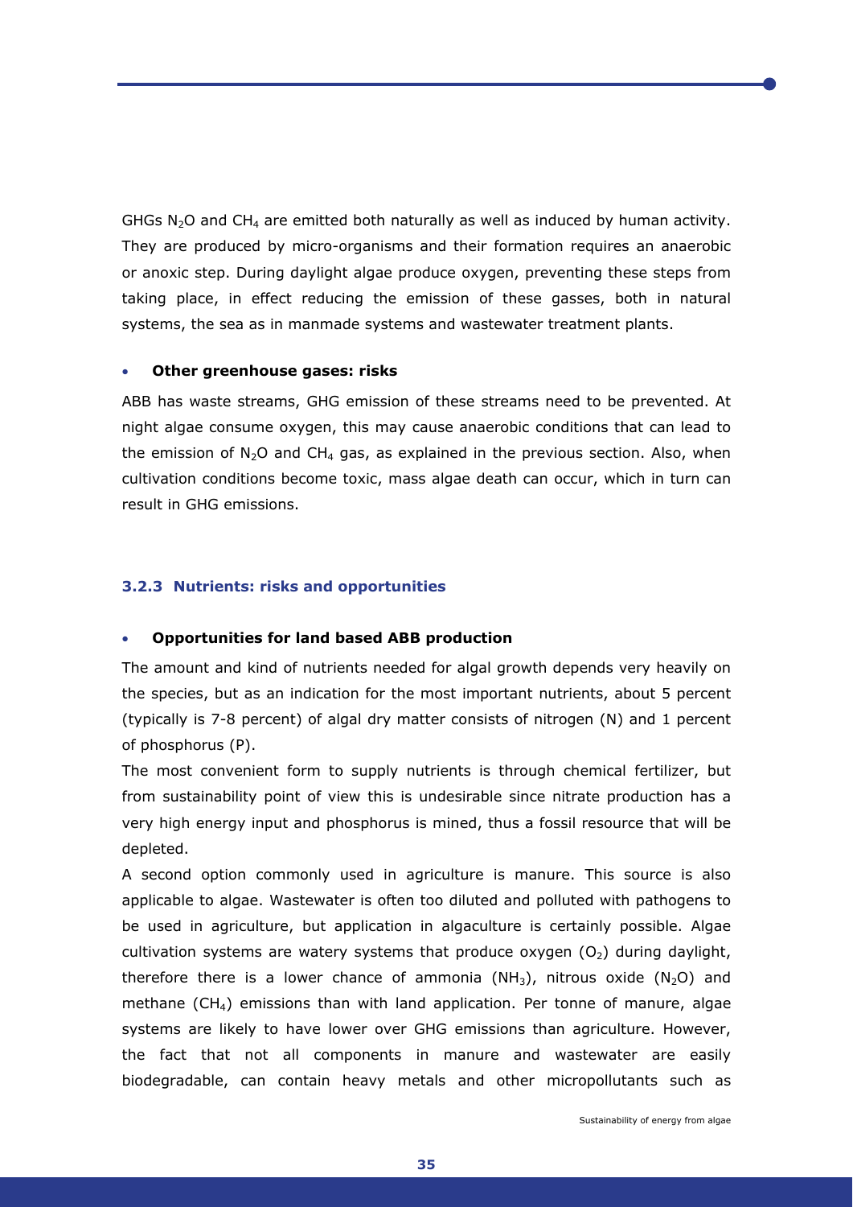GHGs $N_2O$ and $CH_4$ are emitted both naturally as well as induced by human activity. They are produced by micro-organisms and their formation requires an anaerobic or anoxic step. During daylight algae produce oxygen, preventing these steps from taking place, in effect reducing the emission of these gasses, both in natural systems, the sea as in manmade systems and wastewater treatment plants.

- **Other greenhouse gases: risks**

ABB has waste streams, GHG emission of these streams need to be prevented. At night algae consume oxygen, this may cause anaerobic conditions that can lead to the emission of $N_2O$ and $CH_4$ gas, as explained in the previous section. Also, when cultivation conditions become toxic, mass algae death can occur, which in turn can result in GHG emissions.

### 3.2.3 Nutrients: risks and opportunities

- **Opportunities for land based ABB production**

The amount and kind of nutrients needed for algal growth depends very heavily on the species, but as an indication for the most important nutrients, about 5 percent (typically is 7-8 percent) of algal dry matter consists of nitrogen (N) and 1 percent of phosphorus (P).

The most convenient form to supply nutrients is through chemical fertilizer, but from sustainability point of view this is undesirable since nitrate production has a very high energy input and phosphorus is mined, thus a fossil resource that will be depleted.

A second option commonly used in agriculture is manure. This source is also applicable to algae. Wastewater is often too diluted and polluted with pathogens to be used in agriculture, but application in algaculture is certainly possible. Algae cultivation systems are watery systems that produce oxygen ($O_2$) during daylight, therefore there is a lower chance of ammonia ($NH_3$), nitrous oxide ($N_2O$) and methane ($CH_4$) emissions than with land application. Per tonne of manure, algae systems are likely to have lower over GHG emissions than agriculture. However, the fact that not all components in manure and wastewater are easily biodegradable, can contain heavy metals and other micropollutants such as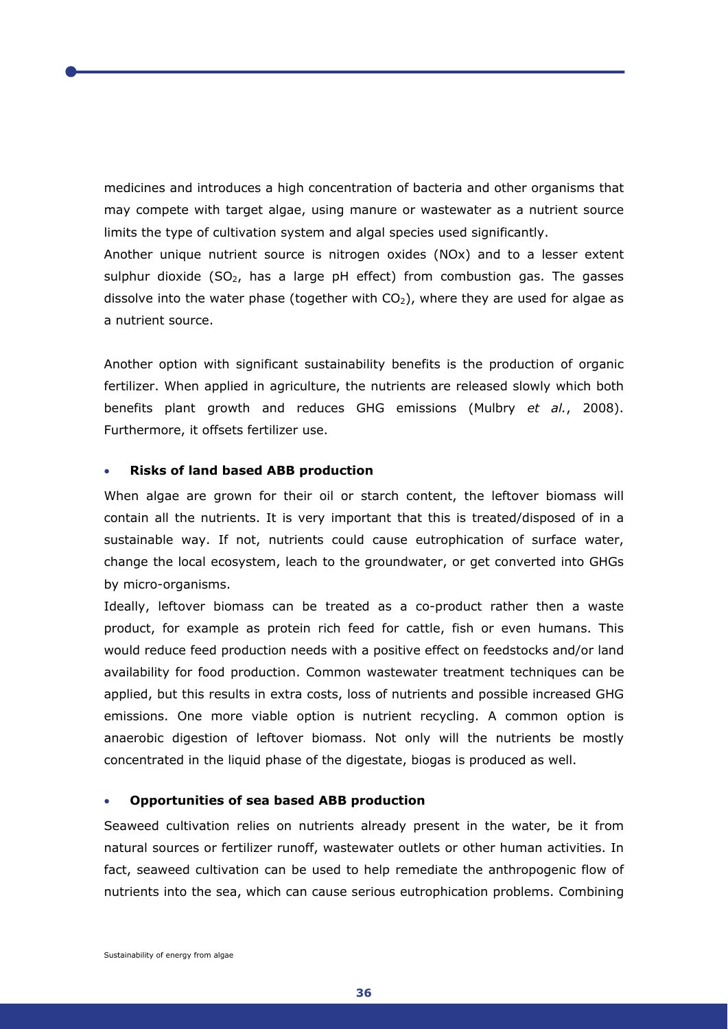medicines and introduces a high concentration of bacteria and other organisms that may compete with target algae, using manure or wastewater as a nutrient source limits the type of cultivation system and algal species used significantly.

Another unique nutrient source is nitrogen oxides (NOx) and to a lesser extent sulphur dioxide ($SO_2$, has a large pH effect) from combustion gas. The gasses dissolve into the water phase (together with $CO_2$), where they are used for algae as a nutrient source.

Another option with significant sustainability benefits is the production of organic fertilizer. When applied in agriculture, the nutrients are released slowly which both benefits plant growth and reduces GHG emissions (Mulbry *et al.*, 2008). Furthermore, it offsets fertilizer use.

- **Risks of land based ABB production**

When algae are grown for their oil or starch content, the leftover biomass will contain all the nutrients. It is very important that this is treated/disposed of in a sustainable way. If not, nutrients could cause eutrophication of surface water, change the local ecosystem, leach to the groundwater, or get converted into GHGs by micro-organisms.

Ideally, leftover biomass can be treated as a co-product rather then a waste product, for example as protein rich feed for cattle, fish or even humans. This would reduce feed production needs with a positive effect on feedstocks and/or land availability for food production. Common wastewater treatment techniques can be applied, but this results in extra costs, loss of nutrients and possible increased GHG emissions. One more viable option is nutrient recycling. A common option is anaerobic digestion of leftover biomass. Not only will the nutrients be mostly concentrated in the liquid phase of the digestate, biogas is produced as well.

- **Opportunities of sea based ABB production**

Seaweed cultivation relies on nutrients already present in the water, be it from natural sources or fertilizer runoff, wastewater outlets or other human activities. In fact, seaweed cultivation can be used to help remediate the anthropogenic flow of nutrients into the sea, which can cause serious eutrophication problems. Combining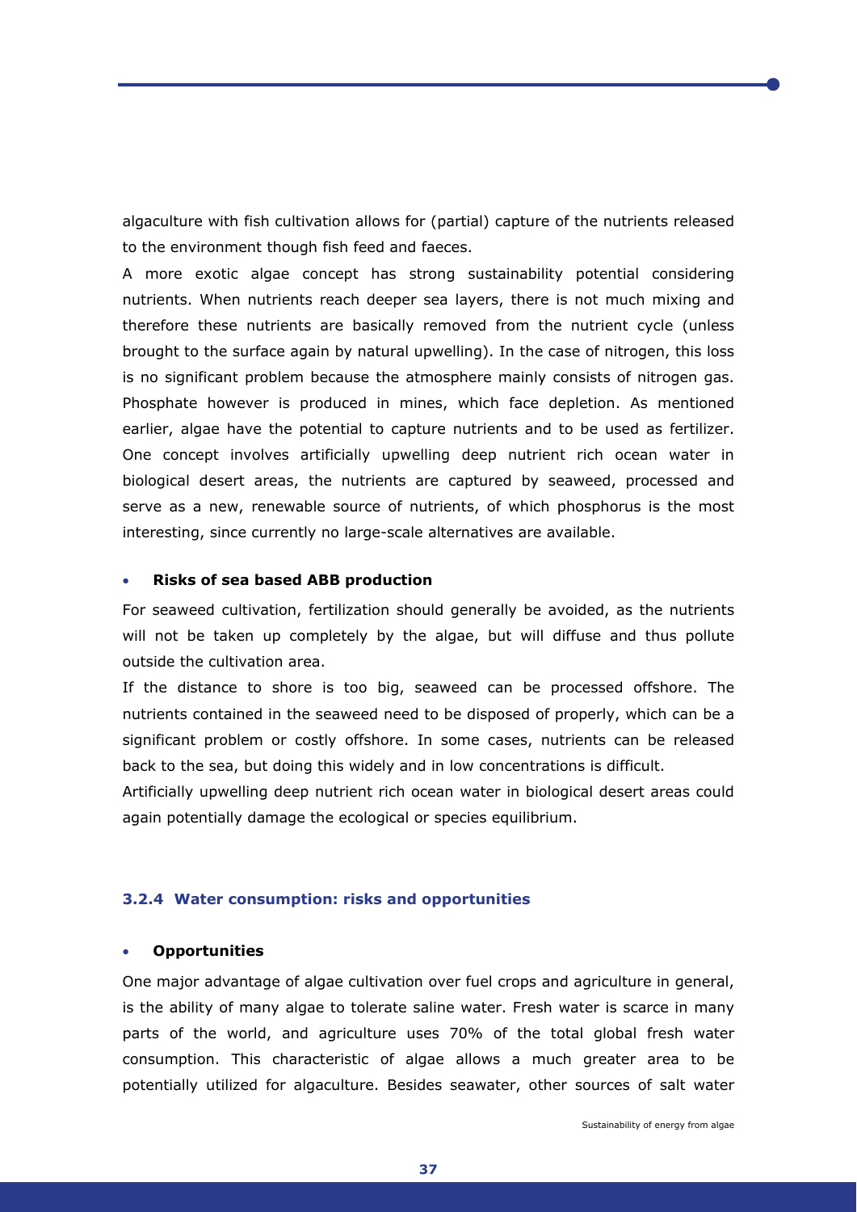algaculture with fish cultivation allows for (partial) capture of the nutrients released to the environment though fish feed and faeces.

A more exotic algae concept has strong sustainability potential considering nutrients. When nutrients reach deeper sea layers, there is not much mixing and therefore these nutrients are basically removed from the nutrient cycle (unless brought to the surface again by natural upwelling). In the case of nitrogen, this loss is no significant problem because the atmosphere mainly consists of nitrogen gas. Phosphate however is produced in mines, which face depletion. As mentioned earlier, algae have the potential to capture nutrients and to be used as fertilizer. One concept involves artificially upwelling deep nutrient rich ocean water in biological desert areas, the nutrients are captured by seaweed, processed and serve as a new, renewable source of nutrients, of which phosphorus is the most interesting, since currently no large-scale alternatives are available.

- **Risks of sea based ABB production**

For seaweed cultivation, fertilization should generally be avoided, as the nutrients will not be taken up completely by the algae, but will diffuse and thus pollute outside the cultivation area.

If the distance to shore is too big, seaweed can be processed offshore. The nutrients contained in the seaweed need to be disposed of properly, which can be a significant problem or costly offshore. In some cases, nutrients can be released back to the sea, but doing this widely and in low concentrations is difficult.

Artificially upwelling deep nutrient rich ocean water in biological desert areas could again potentially damage the ecological or species equilibrium.

### 3.2.4 Water consumption: risks and opportunities

- **Opportunities**

One major advantage of algae cultivation over fuel crops and agriculture in general, is the ability of many algae to tolerate saline water. Fresh water is scarce in many parts of the world, and agriculture uses 70% of the total global fresh water consumption. This characteristic of algae allows a much greater area to be potentially utilized for algaculture. Besides seawater, other sources of salt water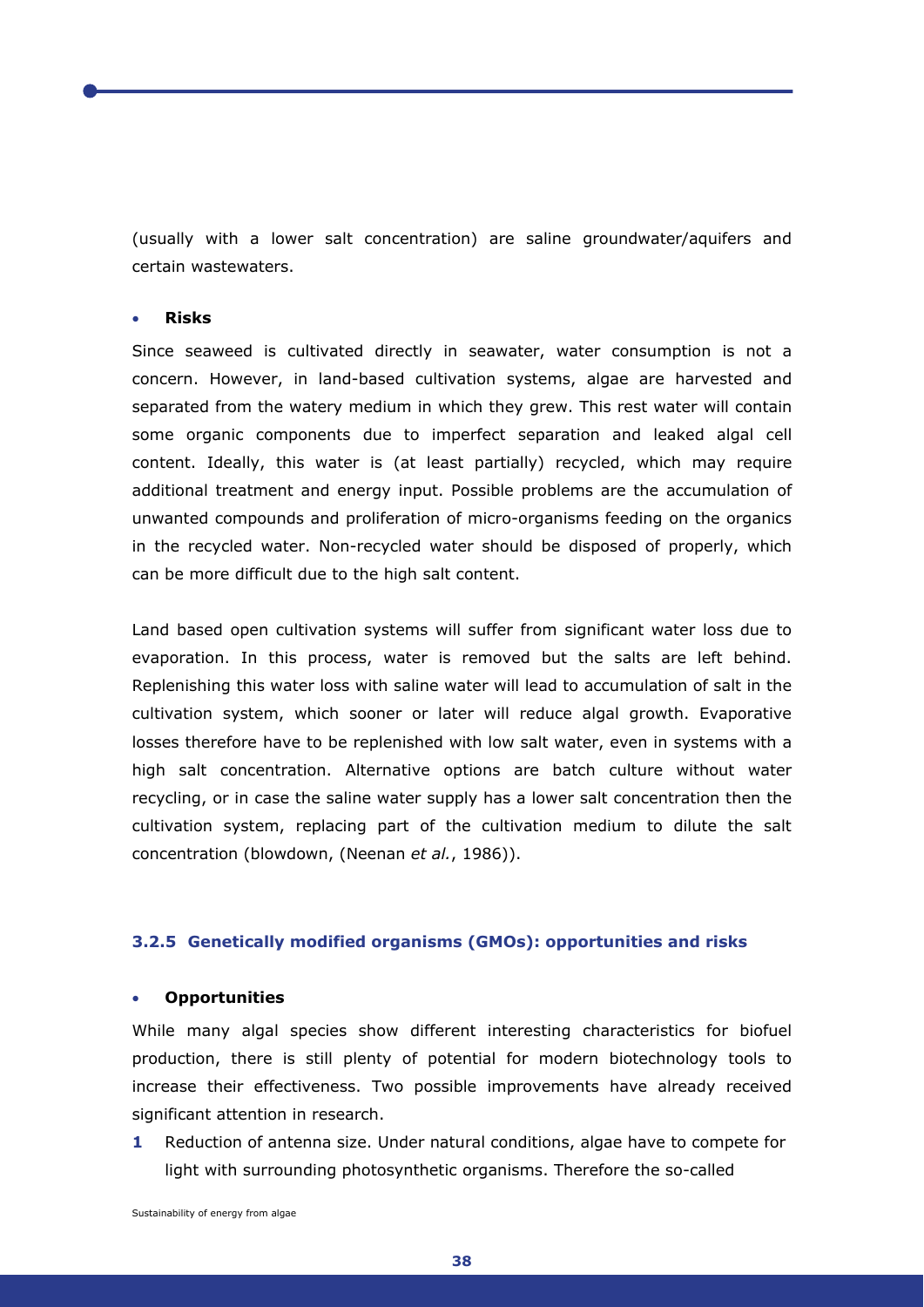(usually with a lower salt concentration) are saline groundwater/aquifers and certain wastewaters.

- **Risks**

Since seaweed is cultivated directly in seawater, water consumption is not a concern. However, in land-based cultivation systems, algae are harvested and separated from the watery medium in which they grew. This rest water will contain some organic components due to imperfect separation and leaked algal cell content. Ideally, this water is (at least partially) recycled, which may require additional treatment and energy input. Possible problems are the accumulation of unwanted compounds and proliferation of micro-organisms feeding on the organics in the recycled water. Non-recycled water should be disposed of properly, which can be more difficult due to the high salt content.

Land based open cultivation systems will suffer from significant water loss due to evaporation. In this process, water is removed but the salts are left behind. Replenishing this water loss with saline water will lead to accumulation of salt in the cultivation system, which sooner or later will reduce algal growth. Evaporative losses therefore have to be replenished with low salt water, even in systems with a high salt concentration. Alternative options are batch culture without water recycling, or in case the saline water supply has a lower salt concentration then the cultivation system, replacing part of the cultivation medium to dilute the salt concentration (blowdown, (Neenan *et al.*, 1986)).

### 3.2.5 Genetically modified organisms (GMOs): opportunities and risks

- **Opportunities**

While many algal species show different interesting characteristics for biofuel production, there is still plenty of potential for modern biotechnology tools to increase their effectiveness. Two possible improvements have already received significant attention in research.

1. Reduction of antenna size. Under natural conditions, algae have to compete for light with surrounding photosynthetic organisms. Therefore the so-called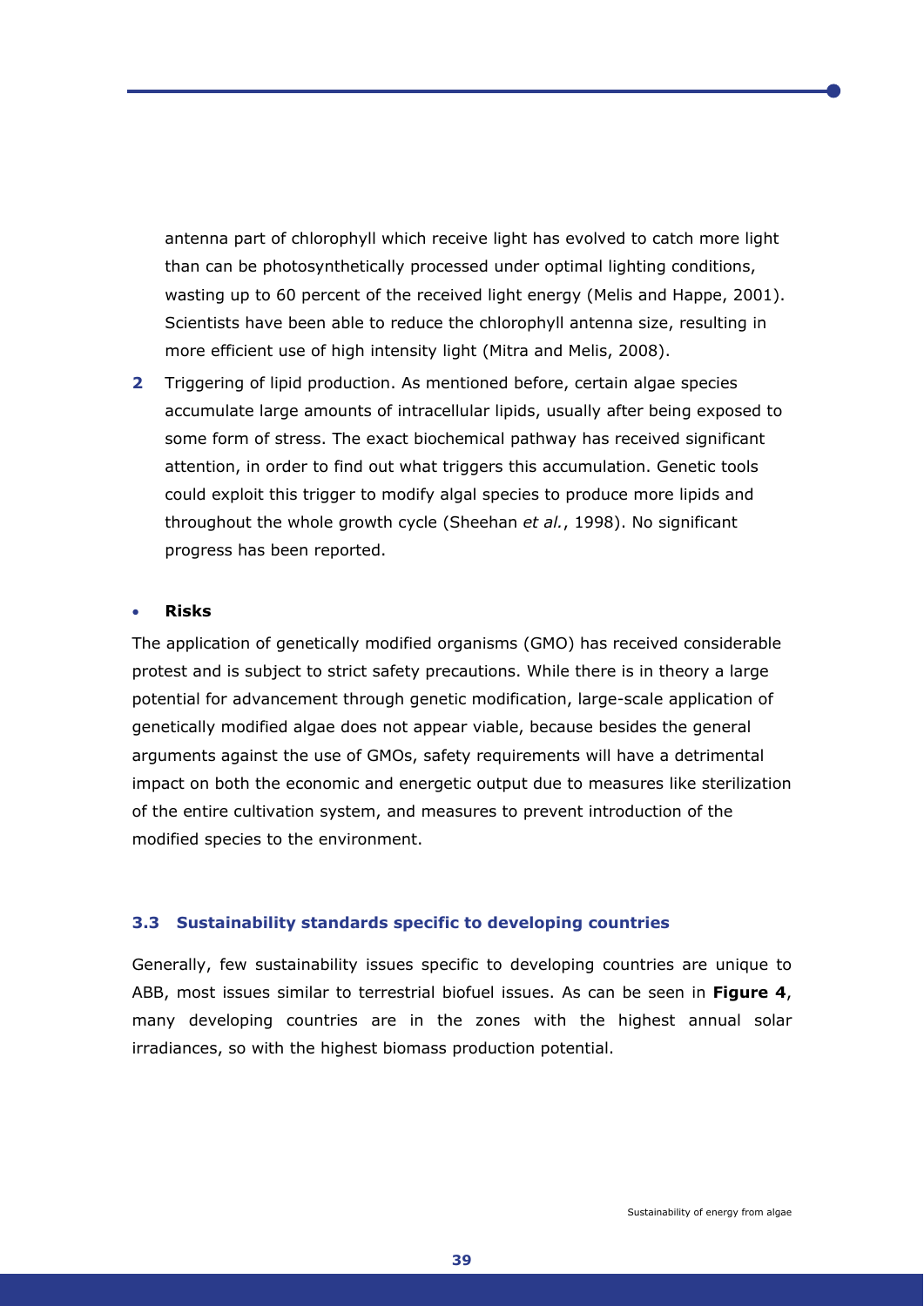antenna part of chlorophyll which receive light has evolved to catch more light than can be photosynthetically processed under optimal lighting conditions, wasting up to 60 percent of the received light energy (Melis and Happe, 2001). Scientists have been able to reduce the chlorophyll antenna size, resulting in more efficient use of high intensity light (Mitra and Melis, 2008).

**2** Triggering of lipid production. As mentioned before, certain algae species accumulate large amounts of intracellular lipids, usually after being exposed to some form of stress. The exact biochemical pathway has received significant attention, in order to find out what triggers this accumulation. Genetic tools could exploit this trigger to modify algal species to produce more lipids and throughout the whole growth cycle (Sheehan *et al.*, 1998). No significant progress has been reported.

- **Risks**

The application of genetically modified organisms (GMO) has received considerable protest and is subject to strict safety precautions. While there is in theory a large potential for advancement through genetic modification, large-scale application of genetically modified algae does not appear viable, because besides the general arguments against the use of GMOs, safety requirements will have a detrimental impact on both the economic and energetic output due to measures like sterilization of the entire cultivation system, and measures to prevent introduction of the modified species to the environment.

### 3.3 Sustainability standards specific to developing countries

Generally, few sustainability issues specific to developing countries are unique to ABB, most issues similar to terrestrial biofuel issues. As can be seen in **Figure 4**, many developing countries are in the zones with the highest annual solar irradiances, so with the highest biomass production potential.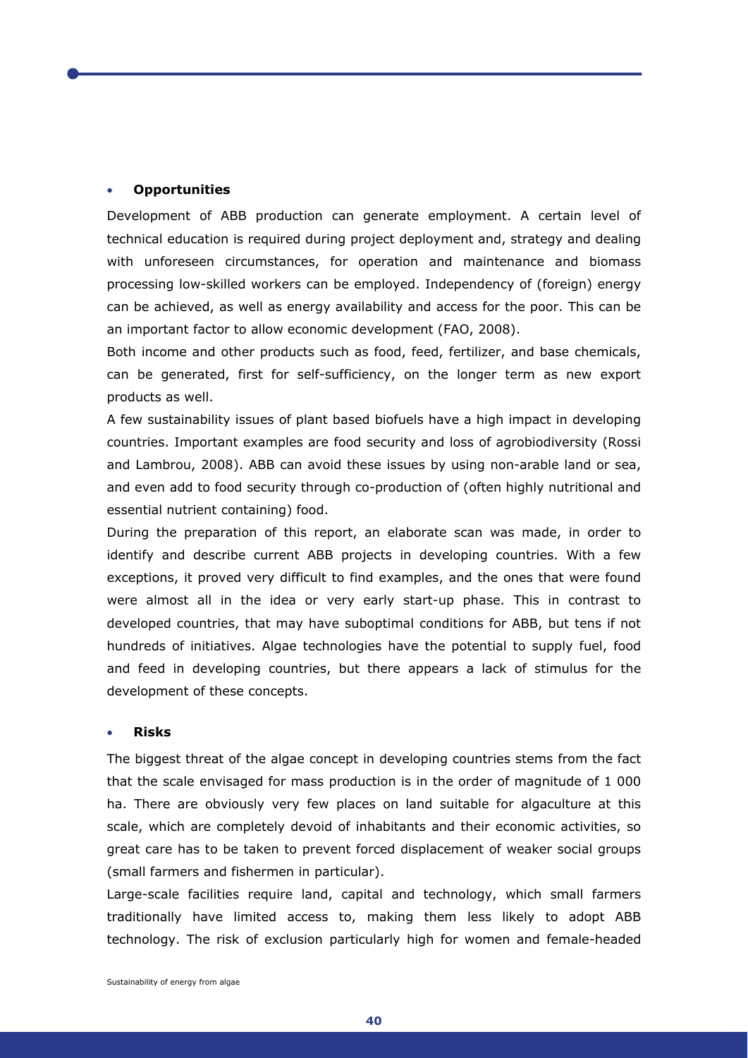- **Opportunities**

Development of ABB production can generate employment. A certain level of technical education is required during project deployment and, strategy and dealing with unforeseen circumstances, for operation and maintenance and biomass processing low-skilled workers can be employed. Independency of (foreign) energy can be achieved, as well as energy availability and access for the poor. This can be an important factor to allow economic development (FAO, 2008).

Both income and other products such as food, feed, fertilizer, and base chemicals, can be generated, first for self-sufficiency, on the longer term as new export products as well.

A few sustainability issues of plant based biofuels have a high impact in developing countries. Important examples are food security and loss of agrobiodiversity (Rossi and Lambrou, 2008). ABB can avoid these issues by using non-arable land or sea, and even add to food security through co-production of (often highly nutritional and essential nutrient containing) food.

During the preparation of this report, an elaborate scan was made, in order to identify and describe current ABB projects in developing countries. With a few exceptions, it proved very difficult to find examples, and the ones that were found were almost all in the idea or very early start-up phase. This in contrast to developed countries, that may have suboptimal conditions for ABB, but tens if not hundreds of initiatives. Algae technologies have the potential to supply fuel, food and feed in developing countries, but there appears a lack of stimulus for the development of these concepts.

- **Risks**

The biggest threat of the algae concept in developing countries stems from the fact that the scale envisaged for mass production is in the order of magnitude of 1 000 ha. There are obviously very few places on land suitable for algaculture at this scale, which are completely devoid of inhabitants and their economic activities, so great care has to be taken to prevent forced displacement of weaker social groups (small farmers and fishermen in particular).

Large-scale facilities require land, capital and technology, which small farmers traditionally have limited access to, making them less likely to adopt ABB technology. The risk of exclusion particularly high for women and female-headed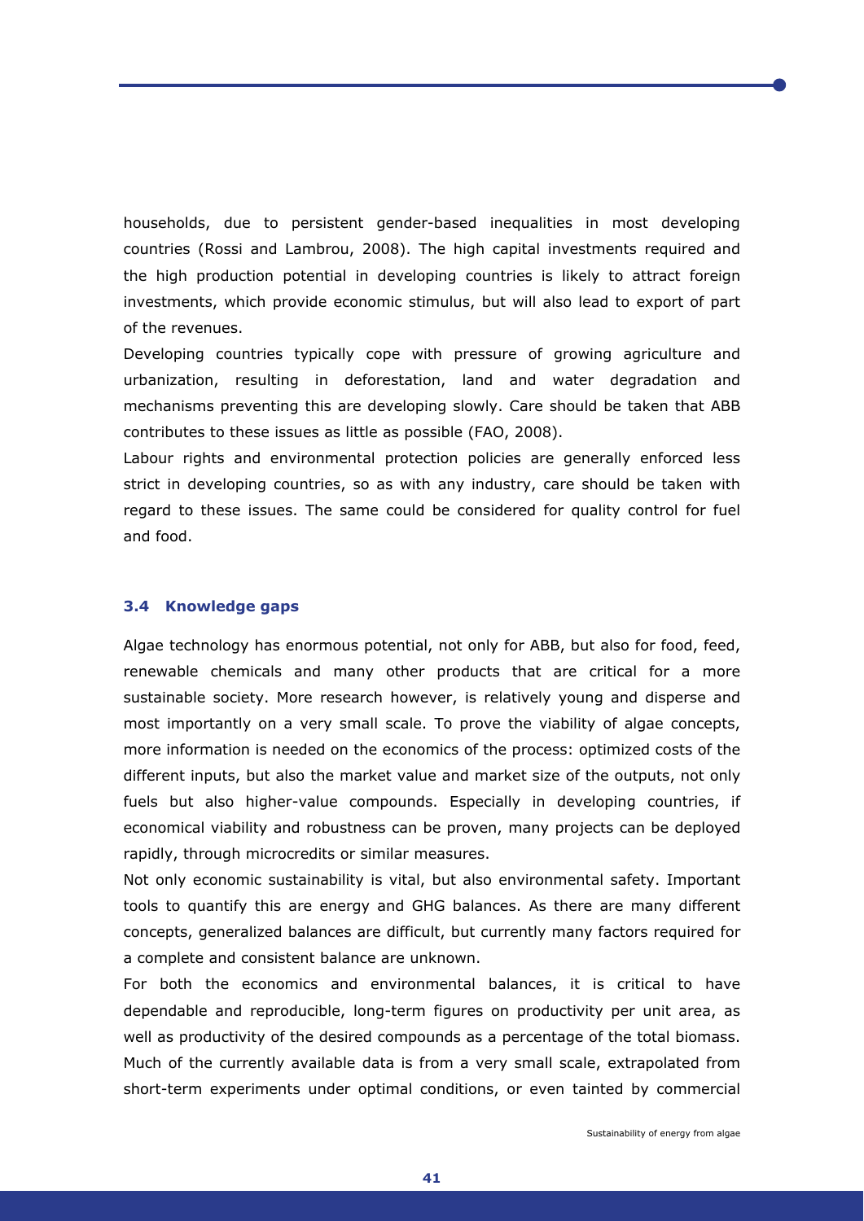households, due to persistent gender-based inequalities in most developing countries (Rossi and Lambrou, 2008). The high capital investments required and the high production potential in developing countries is likely to attract foreign investments, which provide economic stimulus, but will also lead to export of part of the revenues.

Developing countries typically cope with pressure of growing agriculture and urbanization, resulting in deforestation, land and water degradation and mechanisms preventing this are developing slowly. Care should be taken that ABB contributes to these issues as little as possible (FAO, 2008).

Labour rights and environmental protection policies are generally enforced less strict in developing countries, so as with any industry, care should be taken with regard to these issues. The same could be considered for quality control for fuel and food.

### 3.4 Knowledge gaps

Algae technology has enormous potential, not only for ABB, but also for food, feed, renewable chemicals and many other products that are critical for a more sustainable society. More research however, is relatively young and disperse and most importantly on a very small scale. To prove the viability of algae concepts, more information is needed on the economics of the process: optimized costs of the different inputs, but also the market value and market size of the outputs, not only fuels but also higher-value compounds. Especially in developing countries, if economical viability and robustness can be proven, many projects can be deployed rapidly, through microcredits or similar measures.

Not only economic sustainability is vital, but also environmental safety. Important tools to quantify this are energy and GHG balances. As there are many different concepts, generalized balances are difficult, but currently many factors required for a complete and consistent balance are unknown.

For both the economics and environmental balances, it is critical to have dependable and reproducible, long-term figures on productivity per unit area, as well as productivity of the desired compounds as a percentage of the total biomass. Much of the currently available data is from a very small scale, extrapolated from short-term experiments under optimal conditions, or even tainted by commercial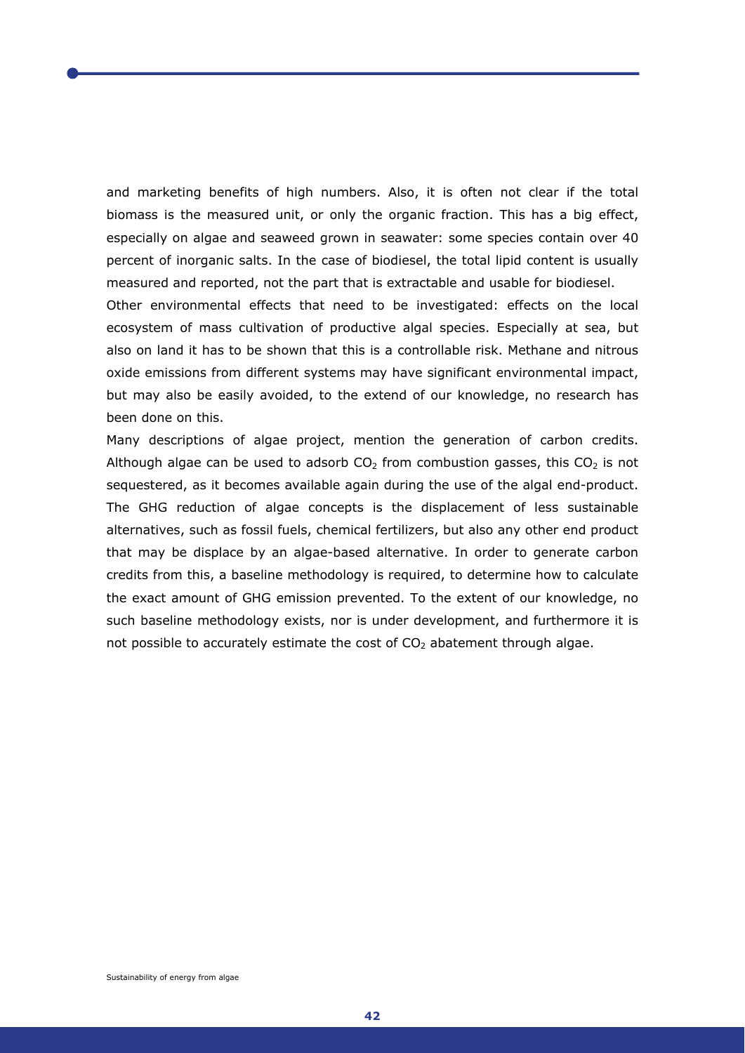and marketing benefits of high numbers. Also, it is often not clear if the total biomass is the measured unit, or only the organic fraction. This has a big effect, especially on algae and seaweed grown in seawater: some species contain over 40 percent of inorganic salts. In the case of biodiesel, the total lipid content is usually measured and reported, not the part that is extractable and usable for biodiesel.

Other environmental effects that need to be investigated: effects on the local ecosystem of mass cultivation of productive algal species. Especially at sea, but also on land it has to be shown that this is a controllable risk. Methane and nitrous oxide emissions from different systems may have significant environmental impact, but may also be easily avoided, to the extend of our knowledge, no research has been done on this.

Many descriptions of algae project, mention the generation of carbon credits. Although algae can be used to adsorb $CO_2$ from combustion gasses, this $CO_2$ is not sequestered, as it becomes available again during the use of the algal end-product. The GHG reduction of algae concepts is the displacement of less sustainable alternatives, such as fossil fuels, chemical fertilizers, but also any other end product that may be displace by an algae-based alternative. In order to generate carbon credits from this, a baseline methodology is required, to determine how to calculate the exact amount of GHG emission prevented. To the extent of our knowledge, no such baseline methodology exists, nor is under development, and furthermore it is not possible to accurately estimate the cost of $CO_2$ abatement through algae.